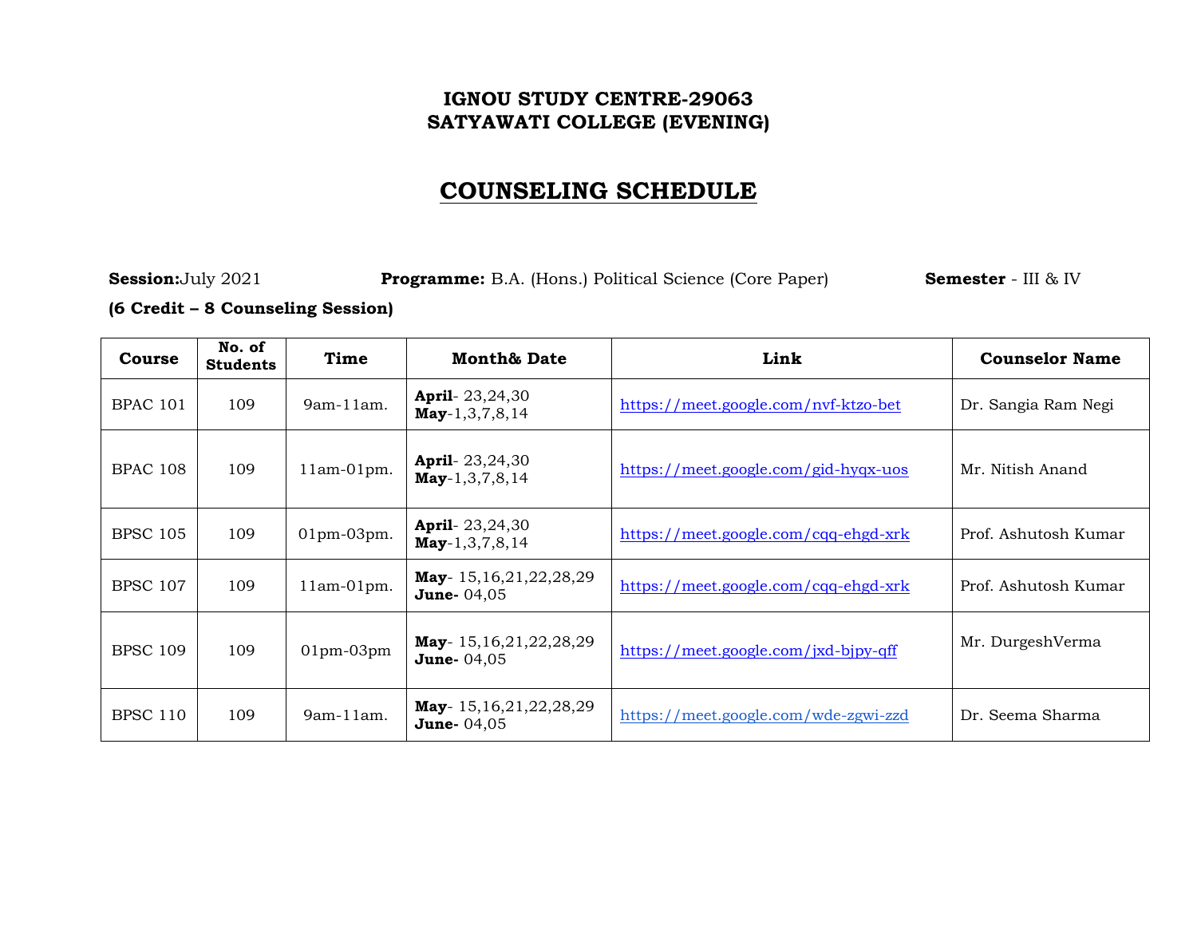**IGNOU STUDY CENTRE-29063**
**SATYAWATI COLLEGE (EVENING)**

# COUNSELING SCHEDULE

**Session:**July 2021 **Programme:** B.A. (Hons.) Political Science (Core Paper) **Semester** - III & IV

**(6 Credit – 8 Counseling Session)**

| Course | No. of Students | Time | Month& Date | Link | Counselor Name |
|---|---|---|---|---|---|
| BPAC 101 | 109 | 9am-11am. | **April**- 23,24,30 **May**-1,3,7,8,14 | https://meet.google.com/nvf-ktzo-bet | Dr. Sangia Ram Negi |
| BPAC 108 | 109 | 11am-01pm. | **April**- 23,24,30 **May**-1,3,7,8,14 | https://meet.google.com/gid-hyqx-uos | Mr. Nitish Anand |
| BPSC 105 | 109 | 01pm-03pm. | **April**- 23,24,30 **May**-1,3,7,8,14 | https://meet.google.com/cqq-ehgd-xrk | Prof. Ashutosh Kumar |
| BPSC 107 | 109 | 11am-01pm. | **May**- 15,16,21,22,28,29 **June-** 04,05 | https://meet.google.com/cqq-ehgd-xrk | Prof. Ashutosh Kumar |
| BPSC 109 | 109 | 01pm-03pm | **May**- 15,16,21,22,28,29 **June-** 04,05 | https://meet.google.com/jxd-bjpy-qff | Mr. DurgeshVerma |
| BPSC 110 | 109 | 9am-11am. | **May**- 15,16,21,22,28,29 **June-** 04,05 | https://meet.google.com/wde-zgwi-zzd | Dr. Seema Sharma |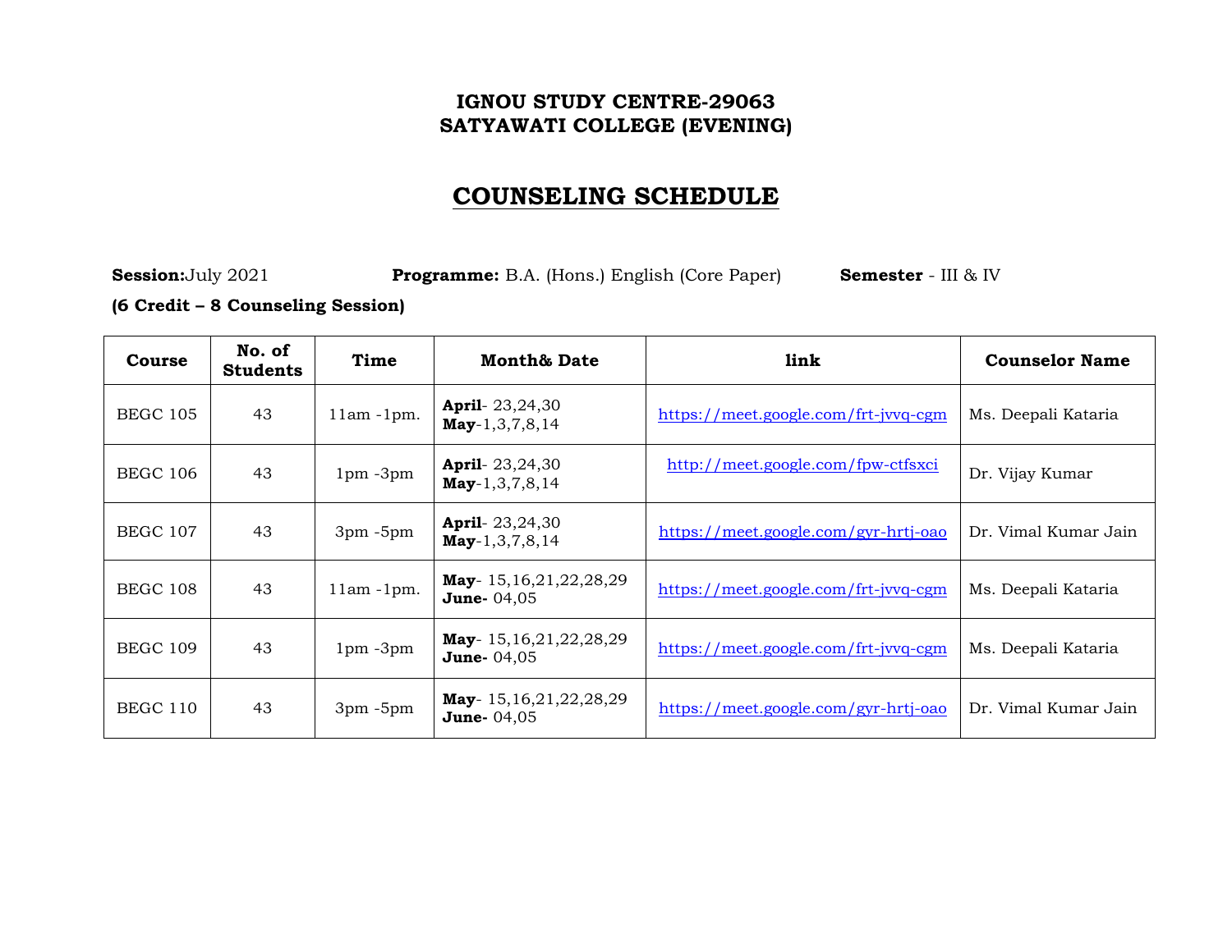**IGNOU STUDY CENTRE-29063**
**SATYAWATI COLLEGE (EVENING)**

# COUNSELING SCHEDULE

**Session:**July 2021 **Programme:** B.A. (Hons.) English (Core Paper) **Semester** - III & IV

**(6 Credit – 8 Counseling Session)**

| Course | No. of Students | Time | Month& Date | link | Counselor Name |
|---|---|---|---|---|---|
| BEGC 105 | 43 | 11am -1pm. | **April**- 23,24,30 **May**-1,3,7,8,14 | https://meet.google.com/frt-jvvq-cgm | Ms. Deepali Kataria |
| BEGC 106 | 43 | 1pm -3pm | **April**- 23,24,30 **May**-1,3,7,8,14 | http://meet.google.com/fpw-ctfsxci | Dr. Vijay Kumar |
| BEGC 107 | 43 | 3pm -5pm | **April**- 23,24,30 **May**-1,3,7,8,14 | https://meet.google.com/gyr-hrtj-oao | Dr. Vimal Kumar Jain |
| BEGC 108 | 43 | 11am -1pm. | **May**- 15,16,21,22,28,29 **June-** 04,05 | https://meet.google.com/frt-jvvq-cgm | Ms. Deepali Kataria |
| BEGC 109 | 43 | 1pm -3pm | **May**- 15,16,21,22,28,29 **June-** 04,05 | https://meet.google.com/frt-jvvq-cgm | Ms. Deepali Kataria |
| BEGC 110 | 43 | 3pm -5pm | **May**- 15,16,21,22,28,29 **June-** 04,05 | https://meet.google.com/gyr-hrtj-oao | Dr. Vimal Kumar Jain |